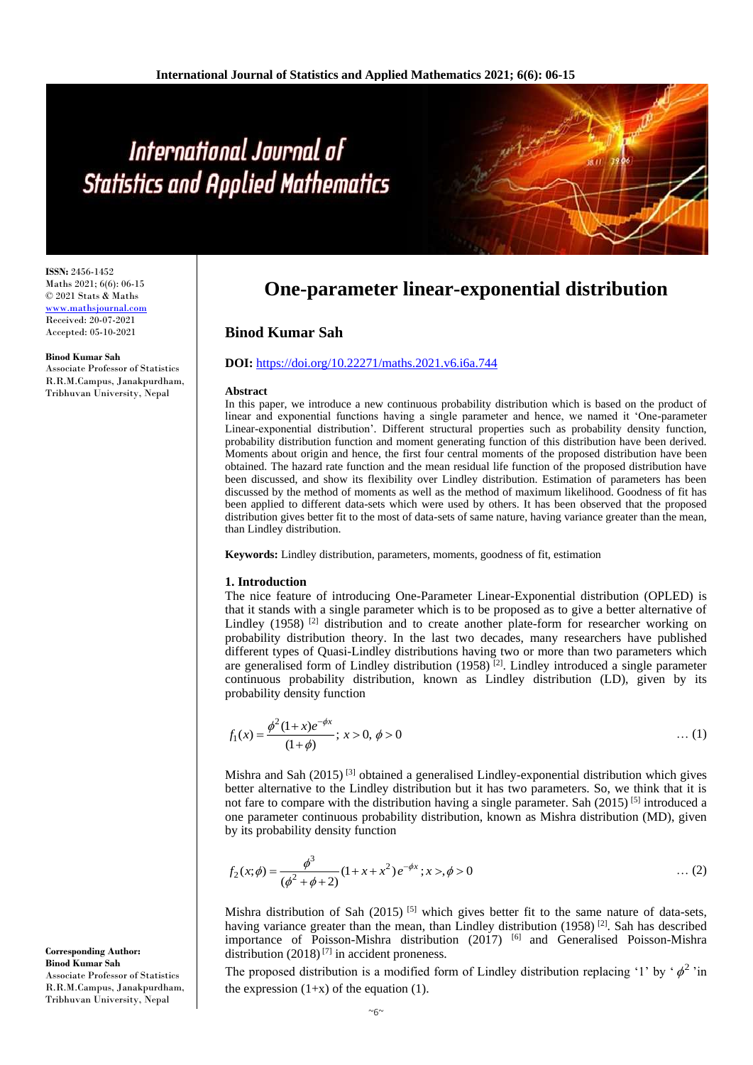ISSN: 2456-1452
Maths 2021; 6(6): 06-15
© 2021 Stats & Maths
www.mathsjournal.com
Received: 20-07-2021
Accepted: 05-10-2021

**Binod Kumar Sah**
Associate Professor of Statistics
R.R.M.Campus, Janakpurdham,
Tribhuvan University, Nepal

**Corresponding Author:**
**Binod Kumar Sah**
Associate Professor of Statistics
R.R.M.Campus, Janakpurdham,
Tribhuvan University, Nepal

# One-parameter linear-exponential distribution

**Binod Kumar Sah**

**DOI:** https://doi.org/10.22271/maths.2021.v6.i6a.744

### Abstract

In this paper, we introduce a new continuous probability distribution which is based on the product of linear and exponential functions having a single parameter and hence, we named it 'One-parameter Linear-exponential distribution'. Different structural properties such as probability density function, probability distribution function and moment generating function of this distribution have been derived. Moments about origin and hence, the first four central moments of the proposed distribution have been obtained. The hazard rate function and the mean residual life function of the proposed distribution have been discussed, and show its flexibility over Lindley distribution. Estimation of parameters has been discussed by the method of moments as well as the method of maximum likelihood. Goodness of fit has been applied to different data-sets which were used by others. It has been observed that the proposed distribution gives better fit to the most of data-sets of same nature, having variance greater than the mean, than Lindley distribution.

**Keywords:** Lindley distribution, parameters, moments, goodness of fit, estimation

## 1. Introduction

The nice feature of introducing One-Parameter Linear-Exponential distribution (OPLED) is that it stands with a single parameter which is to be proposed as to give a better alternative of Lindley (1958) [2] distribution and to create another plate-form for researcher working on probability distribution theory. In the last two decades, many researchers have published different types of Quasi-Lindley distributions having two or more than two parameters which are generalised form of Lindley distribution (1958) [2]. Lindley introduced a single parameter continuous probability distribution, known as Lindley distribution (LD), given by its probability density function

$$f_1(x) = \frac{\phi^2(1+x)e^{-\phi x}}{(1+\phi)};\ x > 0,\ \phi > 0 \qquad \dots (1)$$

Mishra and Sah (2015) [3] obtained a generalised Lindley-exponential distribution which gives better alternative to the Lindley distribution but it has two parameters. So, we think that it is not fare to compare with the distribution having a single parameter. Sah (2015) [5] introduced a one parameter continuous probability distribution, known as Mishra distribution (MD), given by its probability density function

$$f_2(x;\phi) = \frac{\phi^3}{(\phi^2+\phi+2)}(1+x+x^2)\,e^{-\phi x};\ x >, \phi > 0 \qquad \dots (2)$$

Mishra distribution of Sah (2015) [5] which gives better fit to the same nature of data-sets, having variance greater than the mean, than Lindley distribution (1958) [2]. Sah has described importance of Poisson-Mishra distribution (2017) [6] and Generalised Poisson-Mishra distribution (2018) [7] in accident proneness.

The proposed distribution is a modified form of Lindley distribution replacing '1' by '$\phi^2$' in the expression (1+x) of the equation (1).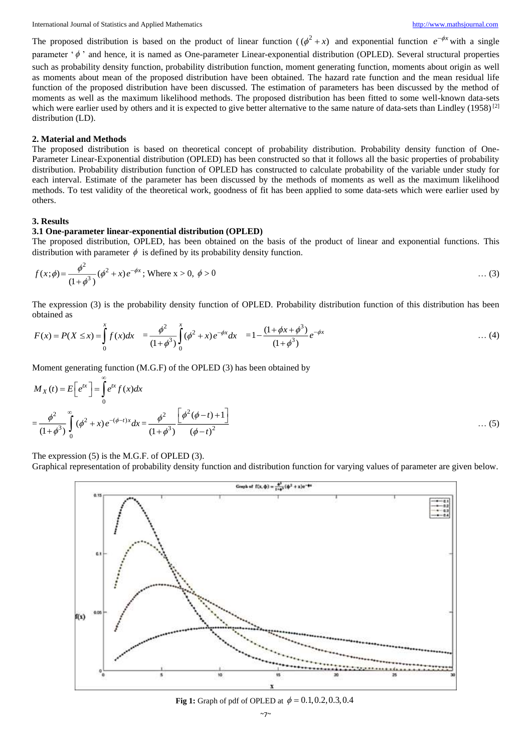The proposed distribution is based on the product of linear function ($(\phi^2 + x)$ and exponential function $e^{-\phi x}$ with a single parameter '$\phi$' and hence, it is named as One-parameter Linear-exponential distribution (OPLED). Several structural properties such as probability density function, probability distribution function, moment generating function, moments about origin as well as moments about mean of the proposed distribution have been obtained. The hazard rate function and the mean residual life function of the proposed distribution have been discussed. The estimation of parameters has been discussed by the method of moments as well as the maximum likelihood methods. The proposed distribution has been fitted to some well-known data-sets which were earlier used by others and it is expected to give better alternative to the same nature of data-sets than Lindley (1958) [2] distribution (LD).

## 2. Material and Methods

The proposed distribution is based on theoretical concept of probability distribution. Probability density function of One-Parameter Linear-Exponential distribution (OPLED) has been constructed so that it follows all the basic properties of probability distribution. Probability distribution function of OPLED has constructed to calculate probability of the variable under study for each interval. Estimate of the parameter has been discussed by the methods of moments as well as the maximum likelihood methods. To test validity of the theoretical work, goodness of fit has been applied to some data-sets which were earlier used by others.

## 3. Results

### 3.1 One-parameter linear-exponential distribution (OPLED)

The proposed distribution, OPLED, has been obtained on the basis of the product of linear and exponential functions. This distribution with parameter $\phi$ is defined by its probability density function.

$$f(x;\phi) = \frac{\phi^2}{(1+\phi^3)}(\phi^2 + x)e^{-\phi x}\text{; Where } x > 0,\ \phi > 0 \qquad \dots (3)$$

The expression (3) is the probability density function of OPLED. Probability distribution function of this distribution has been obtained as

$$F(x) = P(X \le x) = \int_0^x f(x)dx \quad = \frac{\phi^2}{(1+\phi^3)}\int_0^x (\phi^2 + x)e^{-\phi x}dx \quad = 1 - \frac{(1+\phi x + \phi^3)}{(1+\phi^3)}e^{-\phi x} \qquad \dots (4)$$

Moment generating function (M.G.F) of the OPLED (3) has been obtained by

$$M_X(t) = E\left[e^{tx}\right] = \int_0^\infty e^{tx} f(x)dx$$

$$= \frac{\phi^2}{(1+\phi^3)}\int_0^\infty (\phi^2 + x)e^{-(\phi - t)x}dx = \frac{\phi^2}{(1+\phi^3)}\frac{\left[\phi^2(\phi - t) + 1\right]}{(\phi - t)^2} \qquad \dots (5)$$

The expression (5) is the M.G.F. of OPLED (3).

Graphical representation of probability density function and distribution function for varying values of parameter are given below.

**Fig 1:** Graph of pdf of OPLED at $\phi = 0.1, 0.2, 0.3, 0.4$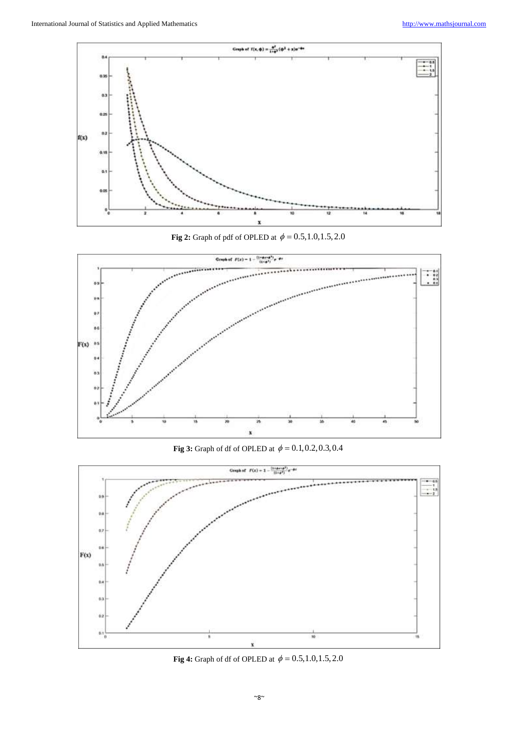**Fig 2:** Graph of pdf of OPLED at $\phi = 0.5, 1.0, 1.5, 2.0$

**Fig 3:** Graph of df of OPLED at $\phi = 0.1, 0.2, 0.3, 0.4$

**Fig 4:** Graph of df of OPLED at $\phi = 0.5, 1.0, 1.5, 2.0$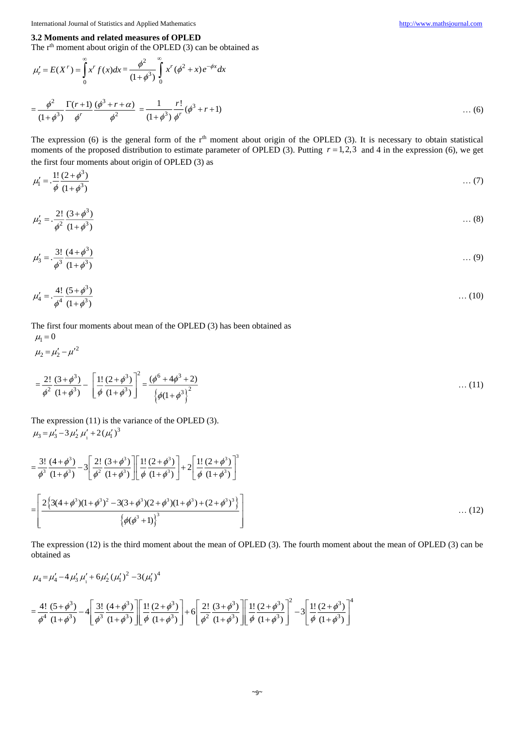### 3.2 Moments and related measures of OPLED

The r[th] moment about origin of the OPLED (3) can be obtained as

$$\mu_r' = E(X^r) = \int_0^\infty x^r f(x)dx = \frac{\phi^2}{(1+\phi^3)} \int_0^\infty x^r (\phi^2 + x) e^{-\phi x} dx$$

$$= \frac{\phi^2}{(1+\phi^3)} \frac{\Gamma(r+1)}{\phi^r} \frac{(\phi^3 + r + \alpha)}{\phi^2} = \frac{1}{(1+\phi^3)} \frac{r!}{\phi^r} (\phi^3 + r + 1) \quad \ldots (6)$$

The expression (6) is the general form of the r[th] moment about origin of the OPLED (3). It is necessary to obtain statistical moments of the proposed distribution to estimate parameter of OPLED (3). Putting $r = 1, 2, 3$ and 4 in the expression (6), we get the first four moments about origin of OPLED (3) as

$$\mu_1' = .\frac{1!}{\phi} \frac{(2+\phi^3)}{(1+\phi^3)} \quad \ldots (7)$$

$$\mu_2' = .\frac{2!}{\phi^2} \frac{(3+\phi^3)}{(1+\phi^3)} \quad \ldots (8)$$

$$\mu_3' = .\frac{3!}{\phi^3} \frac{(4+\phi^3)}{(1+\phi^3)} \quad \ldots (9)$$

$$\mu_4' = .\frac{4!}{\phi^4} \frac{(5+\phi^3)}{(1+\phi^3)} \quad \ldots (10)$$

The first four moments about mean of the OPLED (3) has been obtained as

$$\mu_1 = 0$$

$$\mu_2 = \mu_2' - \mu'^2$$

$$= \frac{2!}{\phi^2} \frac{(3+\phi^3)}{(1+\phi^3)} - \left[ \frac{1!}{\phi} \frac{(2+\phi^3)}{(1+\phi^3)} \right]^2 = \frac{(\phi^6 + 4\phi^3 + 2)}{\left\{ \phi(1+\phi^3) \right\}^2} \quad \ldots (11)$$

The expression (11) is the variance of the OPLED (3).

$$\mu_3 = \mu_3' - 3\mu_2' \mu_1' + 2(\mu_1')^3$$

$$= \frac{3!}{\phi^3} \frac{(4+\phi^3)}{(1+\phi^3)} - 3\left[ \frac{2!}{\phi^2} \frac{(3+\phi^3)}{(1+\phi^3)} \right] \left[ \frac{1!}{\phi} \frac{(2+\phi^3)}{(1+\phi^3)} \right] + 2\left[ \frac{1!}{\phi} \frac{(2+\phi^3)}{(1+\phi^3)} \right]^3$$

$$= \left[ \frac{2\left\{ 3(4+\phi^3)(1+\phi^3)^2 - 3(3+\phi^3)(2+\phi^3)(1+\phi^3) + (2+\phi^3)^3 \right\}}{\left\{ \phi(\phi^3+1) \right\}^3} \right] \quad \ldots (12)$$

The expression (12) is the third moment about the mean of OPLED (3). The fourth moment about the mean of OPLED (3) can be obtained as

$$\mu_4 = \mu_4' - 4\mu_3' \mu_1' + 6\mu_2' (\mu_1')^2 - 3(\mu_1')^4$$

$$= \frac{4!}{\phi^4} \frac{(5+\phi^3)}{(1+\phi^3)} - 4\left[ \frac{3!}{\phi^3} \frac{(4+\phi^3)}{(1+\phi^3)} \right] \left[ \frac{1!}{\phi} \frac{(2+\phi^3)}{(1+\phi^3)} \right] + 6\left[ \frac{2!}{\phi^2} \frac{(3+\phi^3)}{(1+\phi^3)} \right] \left[ \frac{1!}{\phi} \frac{(2+\phi^3)}{(1+\phi^3)} \right]^2 - 3\left[ \frac{1!}{\phi} \frac{(2+\phi^3)}{(1+\phi^3)} \right]^4$$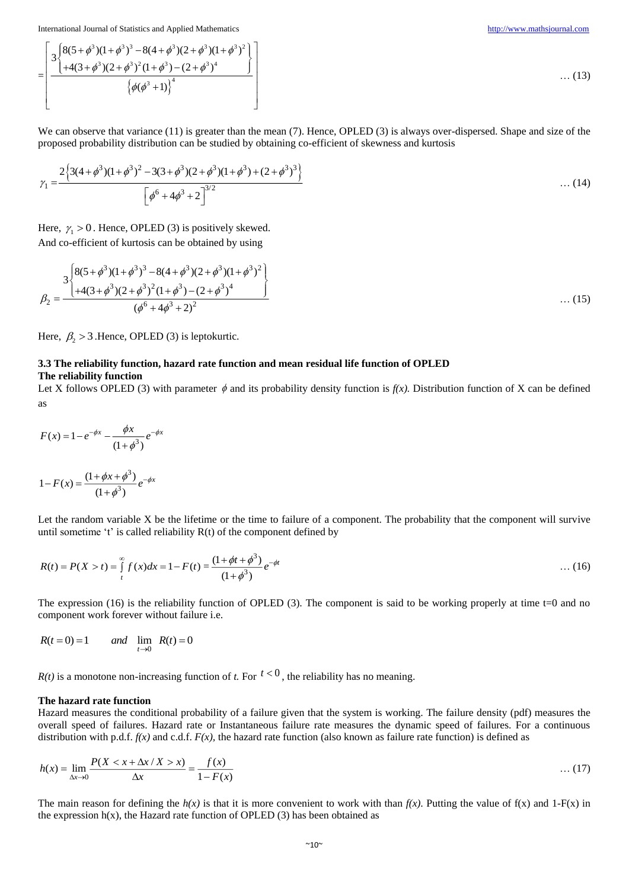$$= \left[ \frac{3\left\{ \begin{array}{l} 8(5+\phi^3)(1+\phi^3)^3 - 8(4+\phi^3)(2+\phi^3)(1+\phi^3)^2 \\ +4(3+\phi^3)(2+\phi^3)^2(1+\phi^3) - (2+\phi^3)^4 \end{array} \right\}}{\left\{ \phi(\phi^3+1) \right\}^4} \right] \quad \ldots (13)$$

We can observe that variance (11) is greater than the mean (7). Hence, OPLED (3) is always over-dispersed. Shape and size of the proposed probability distribution can be studied by obtaining co-efficient of skewness and kurtosis

$$\gamma_1 = \frac{2\left\{ 3(4+\phi^3)(1+\phi^3)^2 - 3(3+\phi^3)(2+\phi^3)(1+\phi^3) + (2+\phi^3)^3 \right\}}{\left[ \phi^6 + 4\phi^3 + 2 \right]^{3/2}} \quad \ldots (14)$$

Here, $\gamma_1 > 0$. Hence, OPLED (3) is positively skewed.

And co-efficient of kurtosis can be obtained by using

$$\beta_2 = \frac{3\left\{ \begin{array}{l} 8(5+\phi^3)(1+\phi^3)^3 - 8(4+\phi^3)(2+\phi^3)(1+\phi^3)^2 \\ +4(3+\phi^3)(2+\phi^3)^2(1+\phi^3) - (2+\phi^3)^4 \end{array} \right\}}{(\phi^6 + 4\phi^3 + 2)^2} \quad \ldots (15)$$

Here, $\beta_2 > 3$ .Hence, OPLED (3) is leptokurtic.

### 3.3 The reliability function, hazard rate function and mean residual life function of OPLED

**The reliability function**

Let X follows OPLED (3) with parameter $\phi$ and its probability density function is *f(x).* Distribution function of X can be defined as

$$F(x) = 1 - e^{-\phi x} - \frac{\phi x}{(1+\phi^3)} e^{-\phi x}$$

$$1 - F(x) = \frac{(1 + \phi x + \phi^3)}{(1+\phi^3)} e^{-\phi x}$$

Let the random variable X be the lifetime or the time to failure of a component. The probability that the component will survive until sometime 't' is called reliability R(t) of the component defined by

$$R(t) = P(X > t) = \int_t^\infty f(x)dx = 1 - F(t) = \frac{(1 + \phi t + \phi^3)}{(1+\phi^3)} e^{-\phi t} \quad \ldots (16)$$

The expression (16) is the reliability function of OPLED (3). The component is said to be working properly at time t=0 and no component work forever without failure i.e.

$$R(t=0) = 1 \qquad and \quad \lim_{t \to 0} R(t) = 0$$

*R(t)* is a monotone non-increasing function of *t.* For $t < 0$, the reliability has no meaning.

**The hazard rate function**

Hazard measures the conditional probability of a failure given that the system is working. The failure density (pdf) measures the overall speed of failures. Hazard rate or Instantaneous failure rate measures the dynamic speed of failures. For a continuous distribution with p.d.f. *f(x)* and c.d.f. *F(x),* the hazard rate function (also known as failure rate function) is defined as

$$h(x) = \lim_{\Delta x \to 0} \frac{P(X < x + \Delta x / X > x)}{\Delta x} = \frac{f(x)}{1 - F(x)} \quad \ldots (17)$$

The main reason for defining the *h(x)* is that it is more convenient to work with than *f(x).* Putting the value of f(x) and 1-F(x) in the expression h(x), the Hazard rate function of OPLED (3) has been obtained as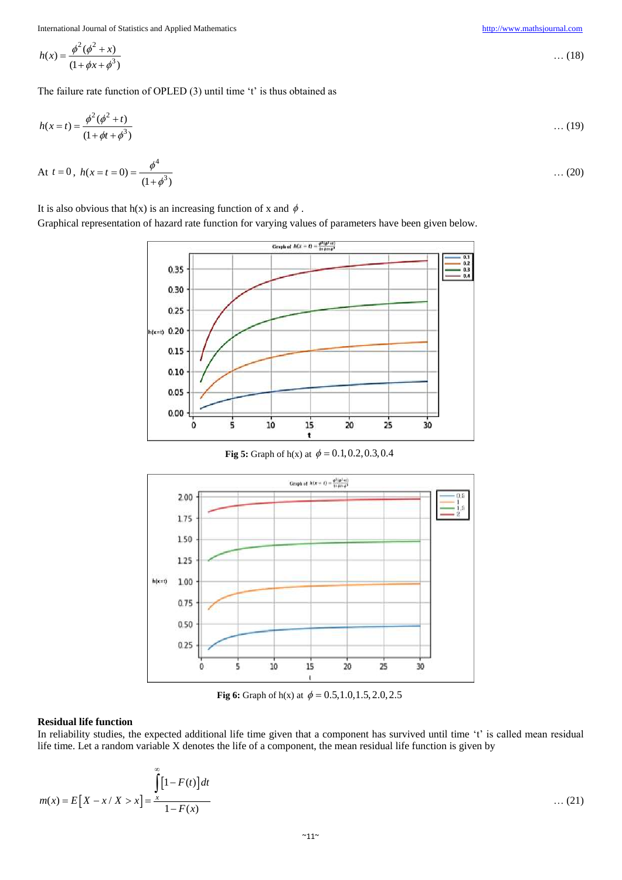$$h(x)=\frac{\phi^2(\phi^2+x)}{(1+\phi x+\phi^3)} \qquad \ldots (18)$$

The failure rate function of OPLED (3) until time 't' is thus obtained as

$$h(x=t)=\frac{\phi^2(\phi^2+t)}{(1+\phi t+\phi^3)} \qquad \ldots (19)$$

$$\text{At } t=0,\ h(x=t=0)=\frac{\phi^4}{(1+\phi^3)} \qquad \ldots (20)$$

It is also obvious that h(x) is an increasing function of x and $\phi$.

Graphical representation of hazard rate function for varying values of parameters have been given below.

**Fig 5:** Graph of h(x) at $\phi = 0.1, 0.2, 0.3, 0.4$

**Fig 6:** Graph of h(x) at $\phi = 0.5, 1.0, 1.5, 2.0, 2.5$

**Residual life function**

In reliability studies, the expected additional life time given that a component has survived until time 't' is called mean residual life time. Let a random variable X denotes the life of a component, the mean residual life function is given by

$$m(x)=E\left[X-x/X>x\right]=\frac{\int_x^\infty \left[1-F(t)\right]dt}{1-F(x)} \qquad \ldots (21)$$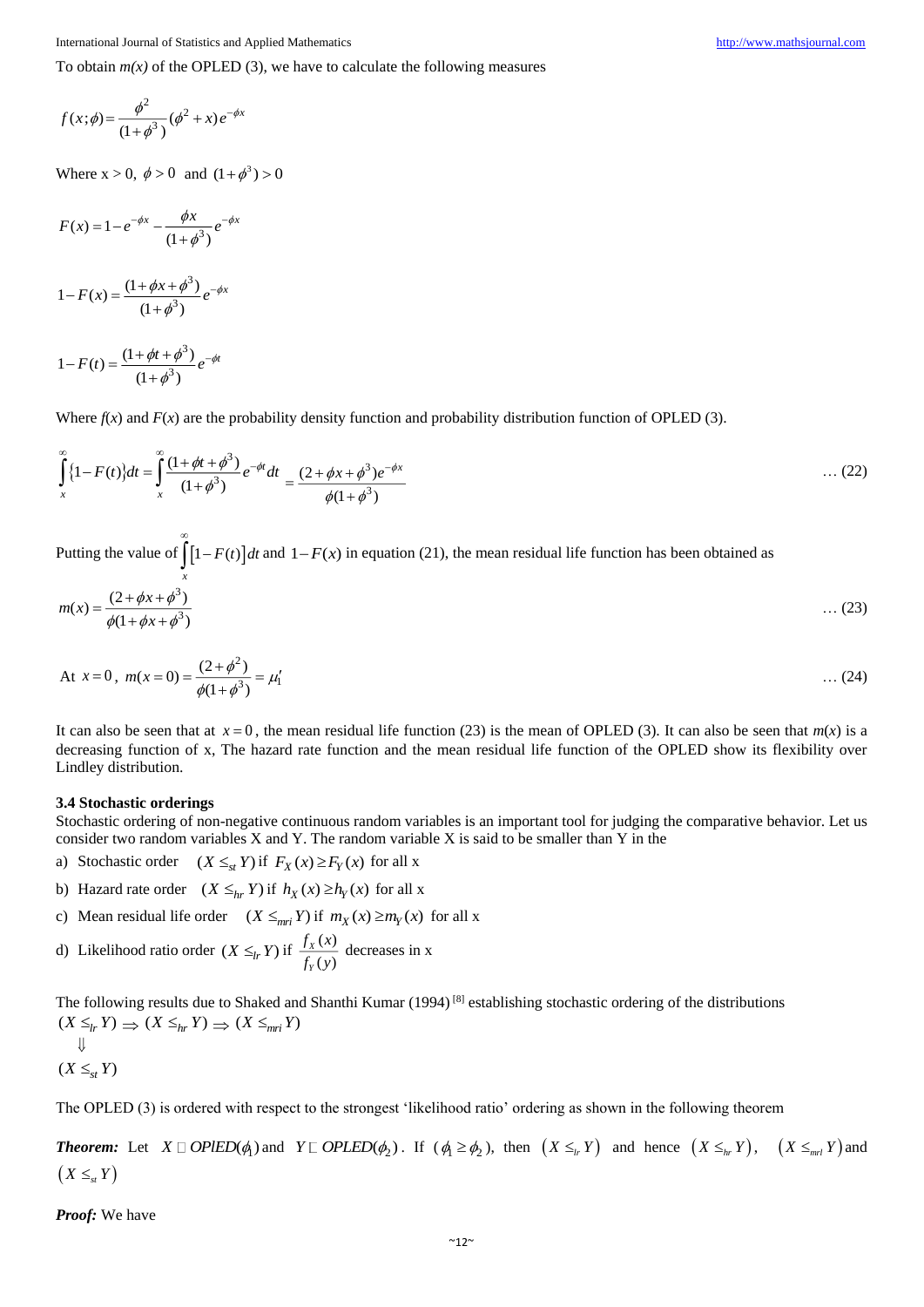To obtain *m(x)* of the OPLED (3), we have to calculate the following measures

$$f(x;\phi) = \frac{\phi^2}{(1+\phi^3)}(\phi^2 + x)e^{-\phi x}$$

Where x > 0, $\phi > 0$ and $(1+\phi^3) > 0$

$$F(x) = 1 - e^{-\phi x} - \frac{\phi x}{(1+\phi^3)}e^{-\phi x}$$

$$1 - F(x) = \frac{(1+\phi x+\phi^3)}{(1+\phi^3)}e^{-\phi x}$$

$$1 - F(t) = \frac{(1+\phi t+\phi^3)}{(1+\phi^3)}e^{-\phi t}$$

Where *f*(*x*) and *F*(*x*) are the probability density function and probability distribution function of OPLED (3).

$$\int_x^\infty \{1 - F(t)\}dt = \int_x^\infty \frac{(1+\phi t+\phi^3)}{(1+\phi^3)}e^{-\phi t}dt = \frac{(2+\phi x+\phi^3)e^{-\phi x}}{\phi(1+\phi^3)} \quad \ldots (22)$$

Putting the value of $\int_x^\infty [1 - F(t)]dt$ and $1 - F(x)$ in equation (21), the mean residual life function has been obtained as

$$m(x) = \frac{(2+\phi x+\phi^3)}{\phi(1+\phi x+\phi^3)} \quad \ldots (23)$$

$$\text{At } x = 0,\ m(x=0) = \frac{(2+\phi^2)}{\phi(1+\phi^3)} = \mu_1' \quad \ldots (24)$$

It can also be seen that at $x = 0$, the mean residual life function (23) is the mean of OPLED (3). It can also be seen that *m*(*x*) is a decreasing function of x, The hazard rate function and the mean residual life function of the OPLED show its flexibility over Lindley distribution.

### 3.4 Stochastic orderings

Stochastic ordering of non-negative continuous random variables is an important tool for judging the comparative behavior. Let us consider two random variables X and Y. The random variable X is said to be smaller than Y in the

a) Stochastic order $(X \le_{st} Y)$ if $F_X(x) \ge F_Y(x)$ for all x
b) Hazard rate order $(X \le_{hr} Y)$ if $h_X(x) \ge h_Y(x)$ for all x
c) Mean residual life order $(X \le_{mri} Y)$ if $m_X(x) \ge m_Y(x)$ for all x
d) Likelihood ratio order $(X \le_{lr} Y)$ if $\frac{f_X(x)}{f_Y(y)}$ decreases in x

The following results due to Shaked and Shanthi Kumar (1994) [8] establishing stochastic ordering of the distributions

$$(X \le_{lr} Y) \Rightarrow (X \le_{hr} Y) \Rightarrow (X \le_{mri} Y)$$
$$\Downarrow$$
$$(X \le_{st} Y)$$

The OPLED (3) is ordered with respect to the strongest 'likelihood ratio' ordering as shown in the following theorem

***Theorem:*** Let $X \sim OPlED(\phi_1)$ and $Y \sim OPLED(\phi_2)$. If $(\phi_1 \ge \phi_2)$, then $(X \le_{lr} Y)$ and hence $(X \le_{hr} Y)$, $(X \le_{mrl} Y)$ and $(X \le_{st} Y)$

***Proof:*** We have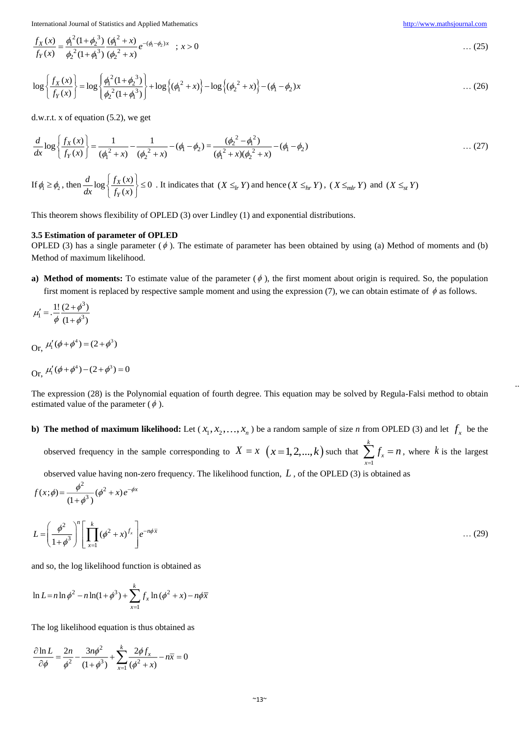$$\frac{f_X(x)}{f_Y(x)} = \frac{\phi_1^{\,2}(1+\phi_2^{\,3})}{\phi_2^{\,2}(1+\phi_1^{\,3})}\frac{(\phi_1^{\,2}+x)}{(\phi_2^{\,2}+x)}e^{-(\phi_1-\phi_2)x} \quad ; x>0 \qquad \ldots (25)$$

$$\log\left\{\frac{f_X(x)}{f_Y(x)}\right\} = \log\left\{\frac{\phi_1^{\,2}(1+\phi_2^{\,3})}{\phi_2^{\,2}(1+\phi_1^{\,3})}\right\} + \log\left\{(\phi_1^{\,2}+x)\right\} - \log\left\{(\phi_2^{\,2}+x)\right\} - (\phi_1-\phi_2)x \qquad \ldots (26)$$

d.w.r.t. x of equation (5.2), we get

$$\frac{d}{dx}\log\left\{\frac{f_X(x)}{f_Y(x)}\right\} = \frac{1}{(\phi_1^{\,2}+x)} - \frac{1}{(\phi_2^{\,2}+x)} - (\phi_1-\phi_2) = \frac{(\phi_2^{\,2}-\phi_1^{\,2})}{(\phi_1^{\,2}+x)(\phi_2^{\,2}+x)} - (\phi_1-\phi_2) \qquad \ldots (27)$$

If $\phi_1 \geq \phi_2$, then $\frac{d}{dx}\log\left\{\frac{f_X(x)}{f_Y(x)}\right\} \leq 0$ . It indicates that $(X \leq_{lr} Y)$ and hence $(X \leq_{hr} Y)$, $(X \leq_{mlr} Y)$ and $(X \leq_{st} Y)$

This theorem shows flexibility of OPLED (3) over Lindley (1) and exponential distributions.

### 3.5 Estimation of parameter of OPLED

OPLED (3) has a single parameter ( $\phi$ ). The estimate of parameter has been obtained by using (a) Method of moments and (b) Method of maximum likelihood.

a) **Method of moments:** To estimate value of the parameter ( $\phi$ ), the first moment about origin is required. So, the population first moment is replaced by respective sample moment and using the expression (7), we can obtain estimate of $\phi$ as follows.

$$\mu_1' = .\frac{1!}{\phi}\frac{(2+\phi^3)}{(1+\phi^3)}$$

Or, $\mu_1'(\phi+\phi^4) = (2+\phi^3)$

Or, $\mu_1'(\phi+\phi^4) - (2+\phi^3) = 0$

The expression (28) is the Polynomial equation of fourth degree. This equation may be solved by Regula-Falsi method to obtain estimated value of the parameter ( $\phi$ ).

b) **The method of maximum likelihood:** Let ( $x_1, x_2, \ldots, x_n$ ) be a random sample of size *n* from OPLED (3) and let $f_x$ be the observed frequency in the sample corresponding to $X = x$ $(x = 1, 2, \ldots, k)$ such that $\sum_{x=1}^{k} f_x = n$, where $k$ is the largest observed value having non-zero frequency. The likelihood function, $L$ , of the OPLED (3) is obtained as

$$f(x;\phi) = \frac{\phi^2}{(1+\phi^3)}(\phi^2+x)e^{-\phi x}$$

$$L = \left(\frac{\phi^2}{1+\phi^3}\right)^n \left[\prod_{x=1}^{k}(\phi^2+x)^{f_x}\right] e^{-n\phi\bar{x}} \qquad \ldots (29)$$

and so, the log likelihood function is obtained as

$$\ln L = n\ln\phi^2 - n\ln(1+\phi^3) + \sum_{x=1}^{k} f_x \ln(\phi^2+x) - n\phi\bar{x}$$

The log likelihood equation is thus obtained as

$$\frac{\partial \ln L}{\partial \phi} = \frac{2n}{\phi^2} - \frac{3n\phi^2}{(1+\phi^3)} + \sum_{x=1}^{k}\frac{2\phi f_x}{(\phi^2+x)} - n\bar{x} = 0$$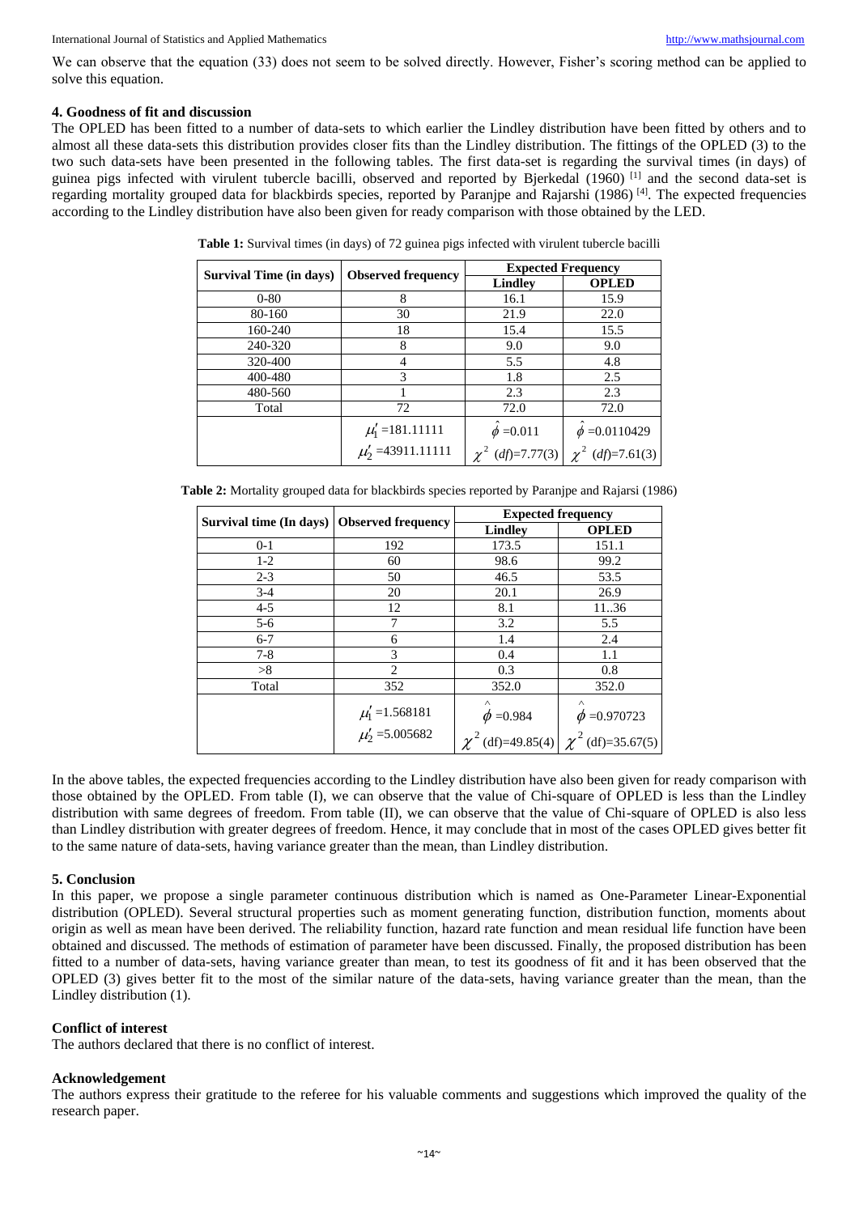We can observe that the equation (33) does not seem to be solved directly. However, Fisher's scoring method can be applied to solve this equation.

## 4. Goodness of fit and discussion

The OPLED has been fitted to a number of data-sets to which earlier the Lindley distribution have been fitted by others and to almost all these data-sets this distribution provides closer fits than the Lindley distribution. The fittings of the OPLED (3) to the two such data-sets have been presented in the following tables. The first data-set is regarding the survival times (in days) of guinea pigs infected with virulent tubercle bacilli, observed and reported by Bjerkedal (1960) [1] and the second data-set is regarding mortality grouped data for blackbirds species, reported by Paranjpe and Rajarshi (1986) [4]. The expected frequencies according to the Lindley distribution have also been given for ready comparison with those obtained by the LED.

**Table 1:** Survival times (in days) of 72 guinea pigs infected with virulent tubercle bacilli

| Survival Time (in days) | Observed frequency | Expected Frequency | |
|---|---|---|---|
| | | Lindley | OPLED |
| 0-80 | 8 | 16.1 | 15.9 |
| 80-160 | 30 | 21.9 | 22.0 |
| 160-240 | 18 | 15.4 | 15.5 |
| 240-320 | 8 | 9.0 | 9.0 |
| 320-400 | 4 | 5.5 | 4.8 |
| 400-480 | 3 | 1.8 | 2.5 |
| 480-560 | 1 | 2.3 | 2.3 |
| Total | 72 | 72.0 | 72.0 |
| | $\mu_1' = 181.11111$ $\mu_2' = 43911.11111$ | $\hat{\phi} = 0.011$ $\chi^2$ $(df)=7.77(3)$ | $\hat{\phi} = 0.0110429$ $\chi^2$ $(df)=7.61(3)$ |

**Table 2:** Mortality grouped data for blackbirds species reported by Paranjpe and Rajarsi (1986)

| Survival time (In days) | Observed frequency | Expected frequency | |
|---|---|---|---|
| | | Lindley | OPLED |
| 0-1 | 192 | 173.5 | 151.1 |
| 1-2 | 60 | 98.6 | 99.2 |
| 2-3 | 50 | 46.5 | 53.5 |
| 3-4 | 20 | 20.1 | 26.9 |
| 4-5 | 12 | 8.1 | 11..36 |
| 5-6 | 7 | 3.2 | 5.5 |
| 6-7 | 6 | 1.4 | 2.4 |
| 7-8 | 3 | 0.4 | 1.1 |
| >8 | 2 | 0.3 | 0.8 |
| Total | 352 | 352.0 | 352.0 |
| | $\mu_1' = 1.568181$ $\mu_2' = 5.005682$ | $\hat{\phi} = 0.984$ $\chi^2$ (df)=49.85(4) | $\hat{\phi} = 0.970723$ $\chi^2$ (df)=35.67(5) |

In the above tables, the expected frequencies according to the Lindley distribution have also been given for ready comparison with those obtained by the OPLED. From table (I), we can observe that the value of Chi-square of OPLED is less than the Lindley distribution with same degrees of freedom. From table (II), we can observe that the value of Chi-square of OPLED is also less than Lindley distribution with greater degrees of freedom. Hence, it may conclude that in most of the cases OPLED gives better fit to the same nature of data-sets, having variance greater than the mean, than Lindley distribution.

## 5. Conclusion

In this paper, we propose a single parameter continuous distribution which is named as One-Parameter Linear-Exponential distribution (OPLED). Several structural properties such as moment generating function, distribution function, moments about origin as well as mean have been derived. The reliability function, hazard rate function and mean residual life function have been obtained and discussed. The methods of estimation of parameter have been discussed. Finally, the proposed distribution has been fitted to a number of data-sets, having variance greater than mean, to test its goodness of fit and it has been observed that the OPLED (3) gives better fit to the most of the similar nature of the data-sets, having variance greater than the mean, than the Lindley distribution (1).

## Conflict of interest

The authors declared that there is no conflict of interest.

## Acknowledgement

The authors express their gratitude to the referee for his valuable comments and suggestions which improved the quality of the research paper.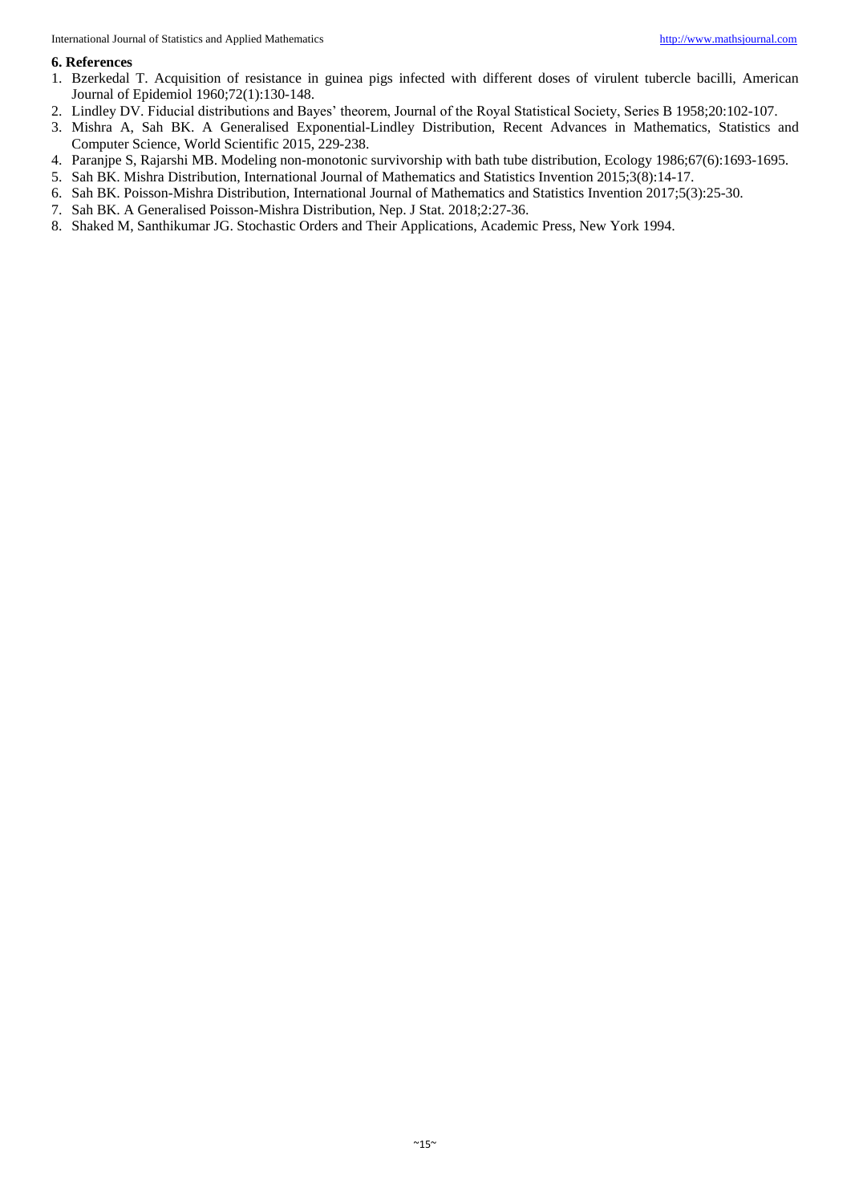### 6. References

1. Bzerkedal T. Acquisition of resistance in guinea pigs infected with different doses of virulent tubercle bacilli, American Journal of Epidemiol 1960;72(1):130-148.
2. Lindley DV. Fiducial distributions and Bayes' theorem, Journal of the Royal Statistical Society, Series B 1958;20:102-107.
3. Mishra A, Sah BK. A Generalised Exponential-Lindley Distribution, Recent Advances in Mathematics, Statistics and Computer Science, World Scientific 2015, 229-238.
4. Paranjpe S, Rajarshi MB. Modeling non-monotonic survivorship with bath tube distribution, Ecology 1986;67(6):1693-1695.
5. Sah BK. Mishra Distribution, International Journal of Mathematics and Statistics Invention 2015;3(8):14-17.
6. Sah BK. Poisson-Mishra Distribution, International Journal of Mathematics and Statistics Invention 2017;5(3):25-30.
7. Sah BK. A Generalised Poisson-Mishra Distribution, Nep. J Stat. 2018;2:27-36.
8. Shaked M, Santhikumar JG. Stochastic Orders and Their Applications, Academic Press, New York 1994.